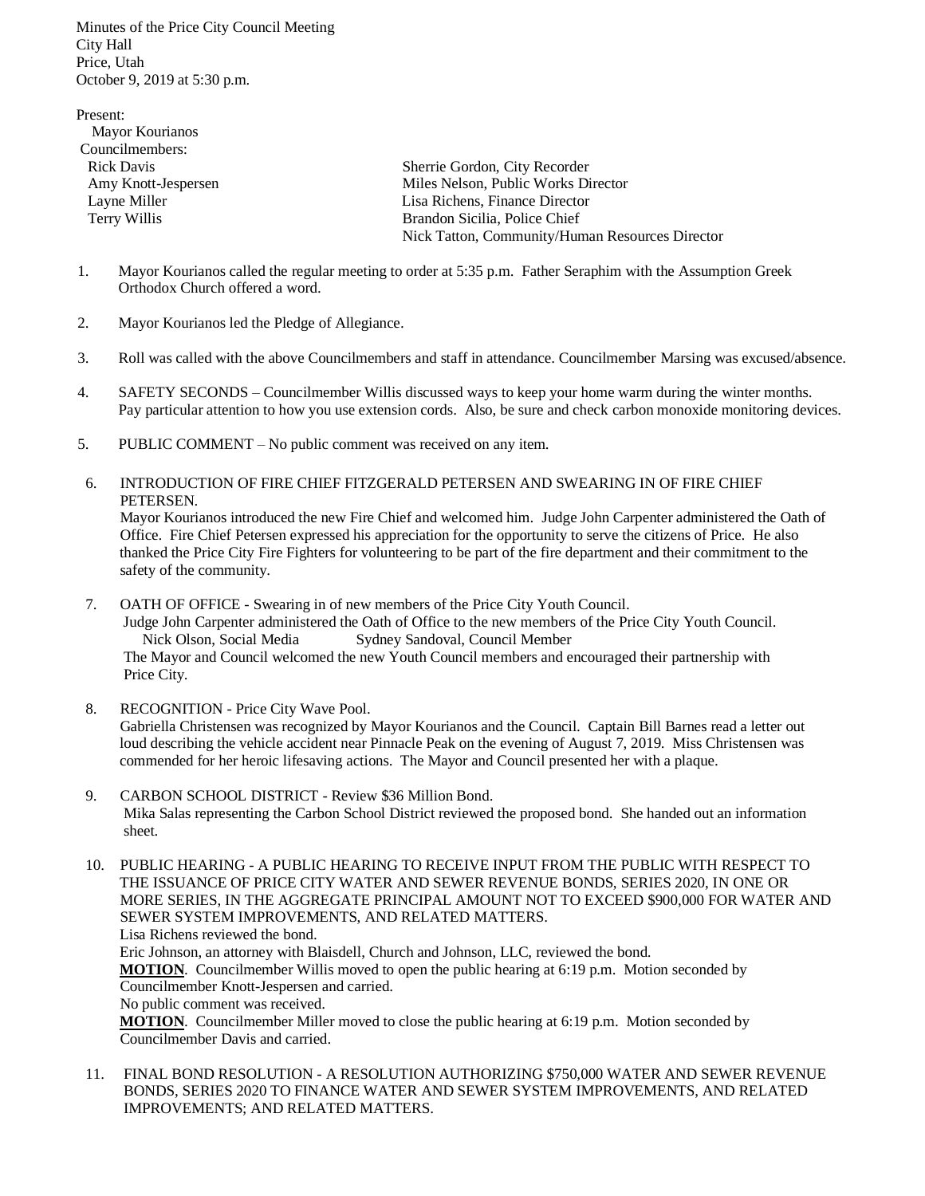Minutes of the Price City Council Meeting
City Hall
Price, Utah
October 9, 2019 at 5:30 p.m.

Present:

Mayor Kourianos

Councilmembers:

| | |
|---|---|
| Rick Davis | Sherrie Gordon, City Recorder |
| Amy Knott-Jespersen | Miles Nelson, Public Works Director |
| Layne Miller | Lisa Richens, Finance Director |
| Terry Willis | Brandon Sicilia, Police Chief |
| | Nick Tatton, Community/Human Resources Director |

1. Mayor Kourianos called the regular meeting to order at 5:35 p.m. Father Seraphim with the Assumption Greek Orthodox Church offered a word.

2. Mayor Kourianos led the Pledge of Allegiance.

3. Roll was called with the above Councilmembers and staff in attendance. Councilmember Marsing was excused/absence.

4. SAFETY SECONDS – Councilmember Willis discussed ways to keep your home warm during the winter months. Pay particular attention to how you use extension cords. Also, be sure and check carbon monoxide monitoring devices.

5. PUBLIC COMMENT – No public comment was received on any item.

6. INTRODUCTION OF FIRE CHIEF FITZGERALD PETERSEN AND SWEARING IN OF FIRE CHIEF PETERSEN.
   Mayor Kourianos introduced the new Fire Chief and welcomed him. Judge John Carpenter administered the Oath of Office. Fire Chief Petersen expressed his appreciation for the opportunity to serve the citizens of Price. He also thanked the Price City Fire Fighters for volunteering to be part of the fire department and their commitment to the safety of the community.

7. OATH OF OFFICE - Swearing in of new members of the Price City Youth Council.
   Judge John Carpenter administered the Oath of Office to the new members of the Price City Youth Council.
   Nick Olson, Social Media Sydney Sandoval, Council Member
   The Mayor and Council welcomed the new Youth Council members and encouraged their partnership with Price City.

8. RECOGNITION - Price City Wave Pool.
   Gabriella Christensen was recognized by Mayor Kourianos and the Council. Captain Bill Barnes read a letter out loud describing the vehicle accident near Pinnacle Peak on the evening of August 7, 2019. Miss Christensen was commended for her heroic lifesaving actions. The Mayor and Council presented her with a plaque.

9. CARBON SCHOOL DISTRICT - Review \$36 Million Bond.
   Mika Salas representing the Carbon School District reviewed the proposed bond. She handed out an information sheet.

10. PUBLIC HEARING - A PUBLIC HEARING TO RECEIVE INPUT FROM THE PUBLIC WITH RESPECT TO THE ISSUANCE OF PRICE CITY WATER AND SEWER REVENUE BONDS, SERIES 2020, IN ONE OR MORE SERIES, IN THE AGGREGATE PRINCIPAL AMOUNT NOT TO EXCEED \$900,000 FOR WATER AND SEWER SYSTEM IMPROVEMENTS, AND RELATED MATTERS.
    Lisa Richens reviewed the bond.
    Eric Johnson, an attorney with Blaisdell, Church and Johnson, LLC, reviewed the bond.
    **MOTION**. Councilmember Willis moved to open the public hearing at 6:19 p.m. Motion seconded by Councilmember Knott-Jespersen and carried.
    No public comment was received.
    **MOTION**. Councilmember Miller moved to close the public hearing at 6:19 p.m. Motion seconded by Councilmember Davis and carried.

11. FINAL BOND RESOLUTION - A RESOLUTION AUTHORIZING \$750,000 WATER AND SEWER REVENUE BONDS, SERIES 2020 TO FINANCE WATER AND SEWER SYSTEM IMPROVEMENTS, AND RELATED IMPROVEMENTS; AND RELATED MATTERS.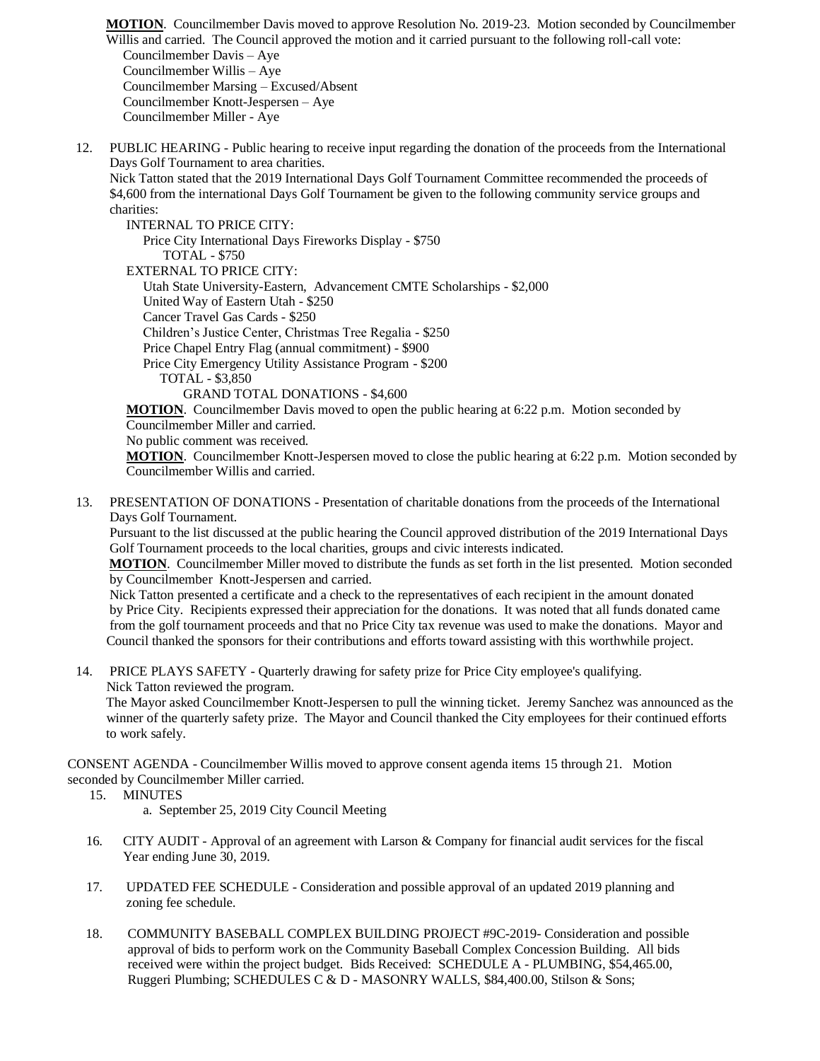**MOTION**. Councilmember Davis moved to approve Resolution No. 2019-23. Motion seconded by Councilmember Willis and carried. The Council approved the motion and it carried pursuant to the following roll-call vote:

Councilmember Davis – Aye
Councilmember Willis – Aye
Councilmember Marsing – Excused/Absent
Councilmember Knott-Jespersen – Aye
Councilmember Miller - Aye

12. PUBLIC HEARING - Public hearing to receive input regarding the donation of the proceeds from the International Days Golf Tournament to area charities.

Nick Tatton stated that the 2019 International Days Golf Tournament Committee recommended the proceeds of $4,600 from the international Days Golf Tournament be given to the following community service groups and charities:

INTERNAL TO PRICE CITY:
Price City International Days Fireworks Display - $750
TOTAL - $750

EXTERNAL TO PRICE CITY:
Utah State University-Eastern, Advancement CMTE Scholarships - $2,000
United Way of Eastern Utah - $250
Cancer Travel Gas Cards - $250
Children's Justice Center, Christmas Tree Regalia - $250
Price Chapel Entry Flag (annual commitment) - $900
Price City Emergency Utility Assistance Program - $200
TOTAL - $3,850
GRAND TOTAL DONATIONS - $4,600

**MOTION**. Councilmember Davis moved to open the public hearing at 6:22 p.m. Motion seconded by Councilmember Miller and carried.

No public comment was received.

**MOTION**. Councilmember Knott-Jespersen moved to close the public hearing at 6:22 p.m. Motion seconded by Councilmember Willis and carried.

13. PRESENTATION OF DONATIONS - Presentation of charitable donations from the proceeds of the International Days Golf Tournament.

Pursuant to the list discussed at the public hearing the Council approved distribution of the 2019 International Days Golf Tournament proceeds to the local charities, groups and civic interests indicated.

**MOTION**. Councilmember Miller moved to distribute the funds as set forth in the list presented. Motion seconded by Councilmember Knott-Jespersen and carried.

Nick Tatton presented a certificate and a check to the representatives of each recipient in the amount donated by Price City. Recipients expressed their appreciation for the donations. It was noted that all funds donated came from the golf tournament proceeds and that no Price City tax revenue was used to make the donations. Mayor and Council thanked the sponsors for their contributions and efforts toward assisting with this worthwhile project.

14. PRICE PLAYS SAFETY - Quarterly drawing for safety prize for Price City employee's qualifying.

Nick Tatton reviewed the program.

The Mayor asked Councilmember Knott-Jespersen to pull the winning ticket. Jeremy Sanchez was announced as the winner of the quarterly safety prize. The Mayor and Council thanked the City employees for their continued efforts to work safely.

CONSENT AGENDA - Councilmember Willis moved to approve consent agenda items 15 through 21. Motion seconded by Councilmember Miller carried.

15. MINUTES
    a. September 25, 2019 City Council Meeting

16. CITY AUDIT - Approval of an agreement with Larson & Company for financial audit services for the fiscal Year ending June 30, 2019.

17. UPDATED FEE SCHEDULE - Consideration and possible approval of an updated 2019 planning and zoning fee schedule.

18. COMMUNITY BASEBALL COMPLEX BUILDING PROJECT #9C-2019- Consideration and possible approval of bids to perform work on the Community Baseball Complex Concession Building. All bids received were within the project budget. Bids Received: SCHEDULE A - PLUMBING, $54,465.00, Ruggeri Plumbing; SCHEDULES C & D - MASONRY WALLS, $84,400.00, Stilson & Sons;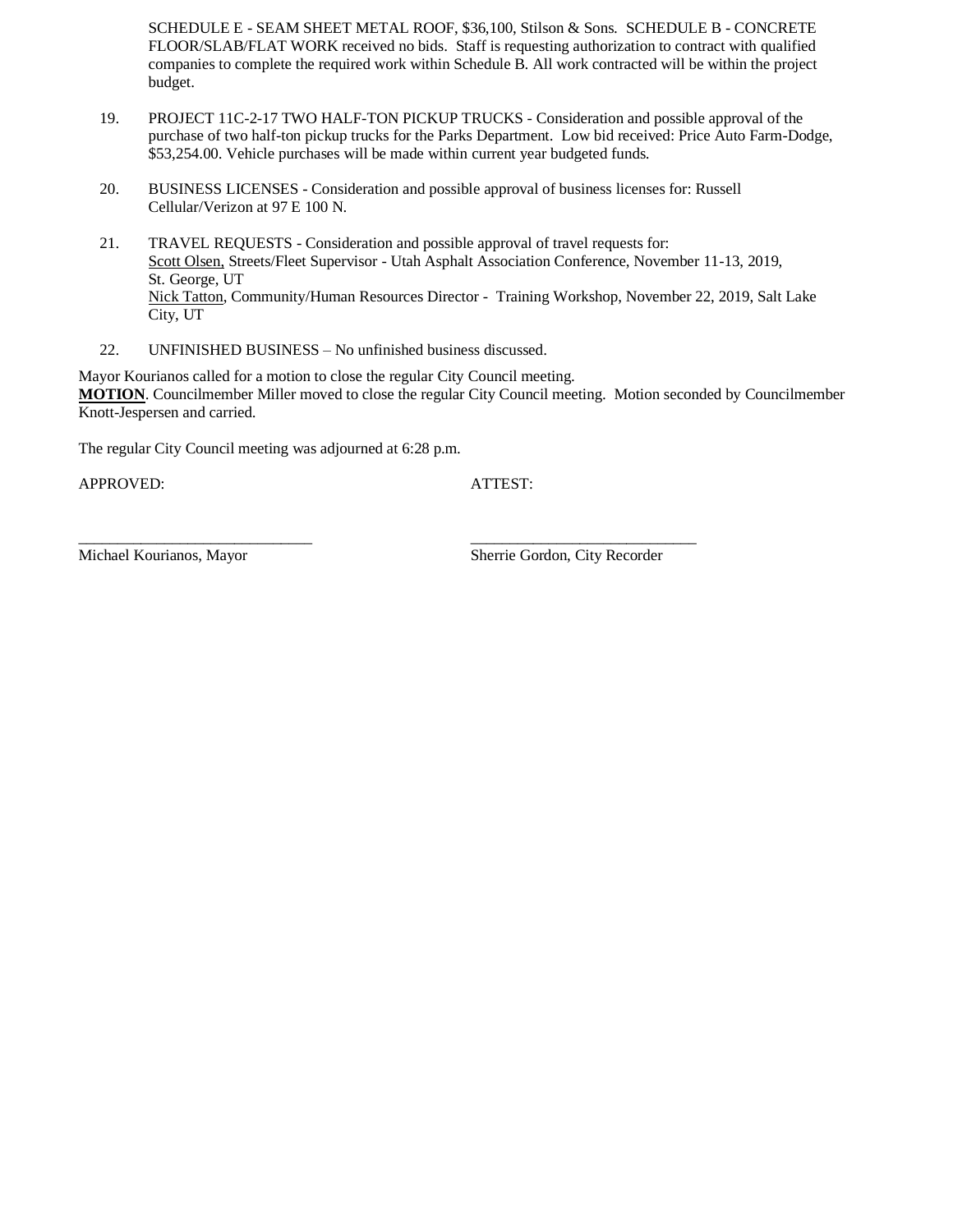SCHEDULE E - SEAM SHEET METAL ROOF, $36,100, Stilson & Sons. SCHEDULE B - CONCRETE FLOOR/SLAB/FLAT WORK received no bids. Staff is requesting authorization to contract with qualified companies to complete the required work within Schedule B. All work contracted will be within the project budget.

19. PROJECT 11C-2-17 TWO HALF-TON PICKUP TRUCKS - Consideration and possible approval of the purchase of two half-ton pickup trucks for the Parks Department. Low bid received: Price Auto Farm-Dodge, $53,254.00. Vehicle purchases will be made within current year budgeted funds.

20. BUSINESS LICENSES - Consideration and possible approval of business licenses for: Russell Cellular/Verizon at 97 E 100 N.

21. TRAVEL REQUESTS - Consideration and possible approval of travel requests for:
    <u>Scott Olsen,</u> Streets/Fleet Supervisor - Utah Asphalt Association Conference, November 11-13, 2019, St. George, UT
    <u>Nick Tatton</u>, Community/Human Resources Director - Training Workshop, November 22, 2019, Salt Lake City, UT

22. UNFINISHED BUSINESS – No unfinished business discussed.

Mayor Kourianos called for a motion to close the regular City Council meeting.
**<u>MOTION</u>**. Councilmember Miller moved to close the regular City Council meeting. Motion seconded by Councilmember Knott-Jespersen and carried.

The regular City Council meeting was adjourned at 6:28 p.m.

| APPROVED: | ATTEST: |
|---|---|
| ______________________________ | ______________________________ |
| Michael Kourianos, Mayor | Sherrie Gordon, City Recorder |